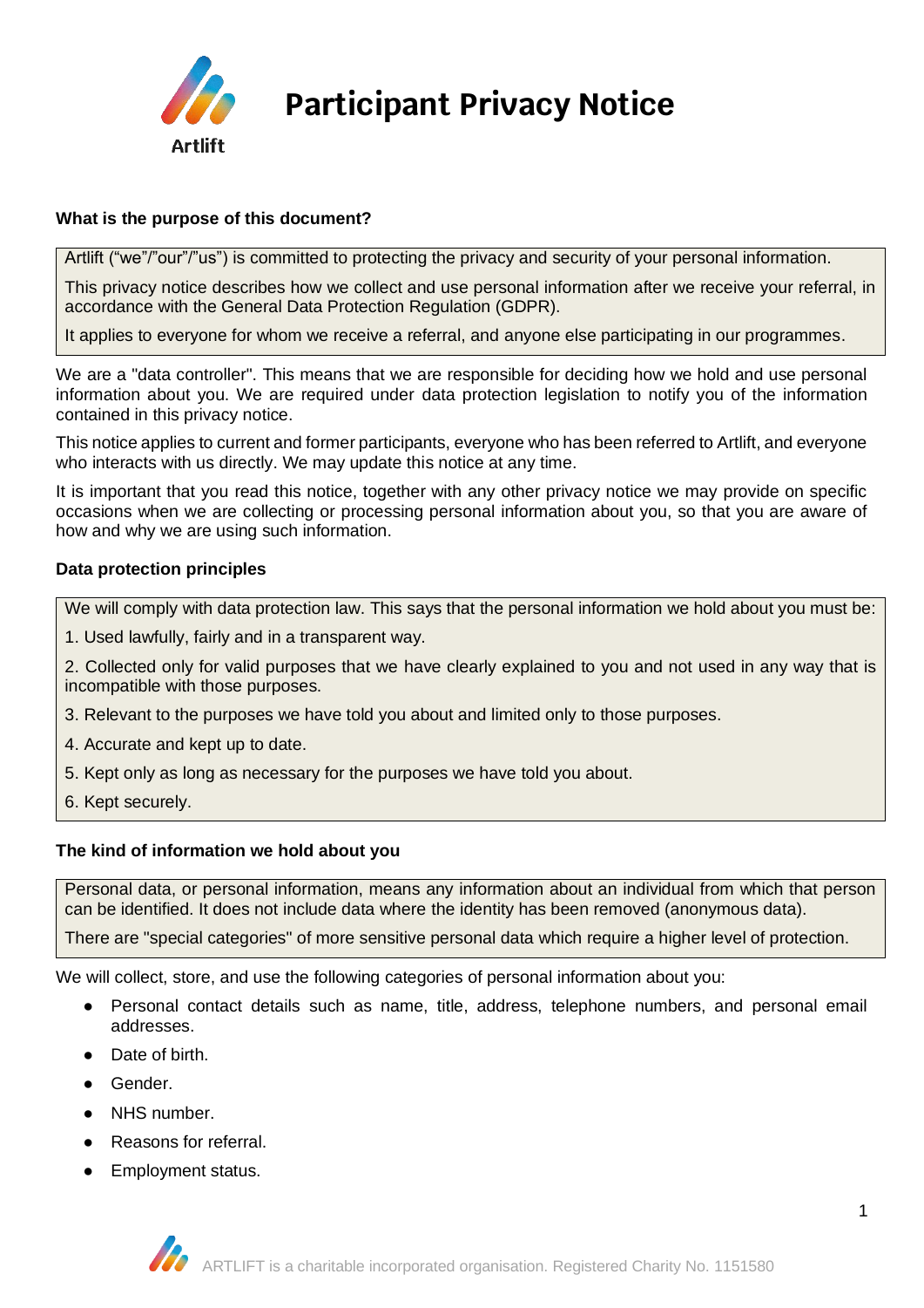# Participant Privacy Notice

Artlift

### What is the purpose of this document?

Artlift ("we"/"our"/"us") is committed to protecting the privacy and security of your personal information.

This privacy notice describes how we collect and use personal information after we receive your referral, in accordance with the General Data Protection Regulation (GDPR).

It applies to everyone for whom we receive a referral, and anyone else participating in our programmes.

We are a "data controller". This means that we are responsible for deciding how we hold and use personal information about you. We are required under data protection legislation to notify you of the information contained in this privacy notice.

This notice applies to current and former participants, everyone who has been referred to Artlift, and everyone who interacts with us directly. We may update this notice at any time.

It is important that you read this notice, together with any other privacy notice we may provide on specific occasions when we are collecting or processing personal information about you, so that you are aware of how and why we are using such information.

### Data protection principles

We will comply with data protection law. This says that the personal information we hold about you must be:

1. Used lawfully, fairly and in a transparent way.
2. Collected only for valid purposes that we have clearly explained to you and not used in any way that is incompatible with those purposes.
3. Relevant to the purposes we have told you about and limited only to those purposes.
4. Accurate and kept up to date.
5. Kept only as long as necessary for the purposes we have told you about.
6. Kept securely.

### The kind of information we hold about you

Personal data, or personal information, means any information about an individual from which that person can be identified. It does not include data where the identity has been removed (anonymous data).

There are "special categories" of more sensitive personal data which require a higher level of protection.

We will collect, store, and use the following categories of personal information about you:

- Personal contact details such as name, title, address, telephone numbers, and personal email addresses.
- Date of birth.
- Gender.
- NHS number.
- Reasons for referral.
- Employment status.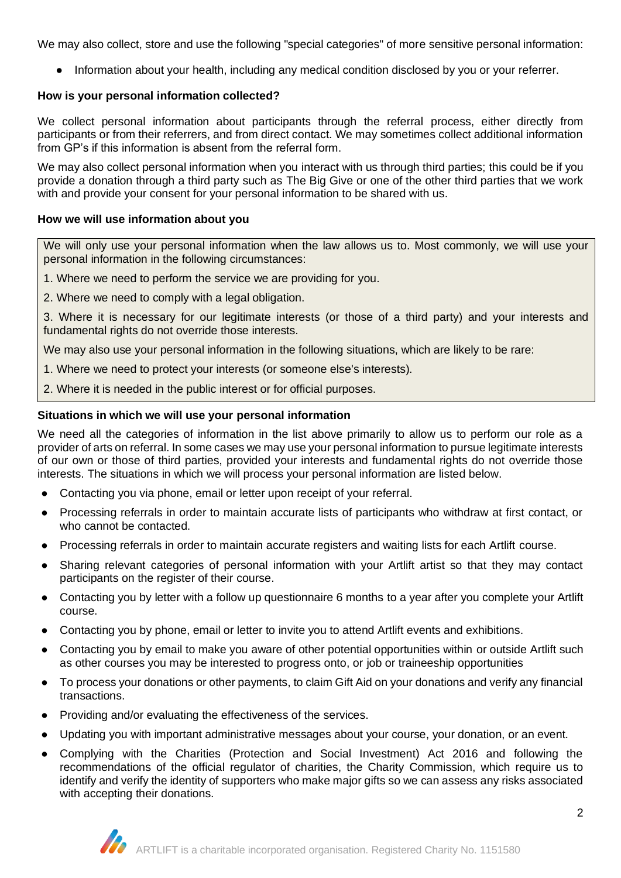We may also collect, store and use the following "special categories" of more sensitive personal information:

- Information about your health, including any medical condition disclosed by you or your referrer.

**How is your personal information collected?**

We collect personal information about participants through the referral process, either directly from participants or from their referrers, and from direct contact. We may sometimes collect additional information from GP's if this information is absent from the referral form.

We may also collect personal information when you interact with us through third parties; this could be if you provide a donation through a third party such as The Big Give or one of the other third parties that we work with and provide your consent for your personal information to be shared with us.

**How we will use information about you**

We will only use your personal information when the law allows us to. Most commonly, we will use your personal information in the following circumstances:

1. Where we need to perform the service we are providing for you.
2. Where we need to comply with a legal obligation.
3. Where it is necessary for our legitimate interests (or those of a third party) and your interests and fundamental rights do not override those interests.

We may also use your personal information in the following situations, which are likely to be rare:

1. Where we need to protect your interests (or someone else's interests).
2. Where it is needed in the public interest or for official purposes.

**Situations in which we will use your personal information**

We need all the categories of information in the list above primarily to allow us to perform our role as a provider of arts on referral. In some cases we may use your personal information to pursue legitimate interests of our own or those of third parties, provided your interests and fundamental rights do not override those interests. The situations in which we will process your personal information are listed below.

- Contacting you via phone, email or letter upon receipt of your referral.
- Processing referrals in order to maintain accurate lists of participants who withdraw at first contact, or who cannot be contacted.
- Processing referrals in order to maintain accurate registers and waiting lists for each Artlift course.
- Sharing relevant categories of personal information with your Artlift artist so that they may contact participants on the register of their course.
- Contacting you by letter with a follow up questionnaire 6 months to a year after you complete your Artlift course.
- Contacting you by phone, email or letter to invite you to attend Artlift events and exhibitions.
- Contacting you by email to make you aware of other potential opportunities within or outside Artlift such as other courses you may be interested to progress onto, or job or traineeship opportunities
- To process your donations or other payments, to claim Gift Aid on your donations and verify any financial transactions.
- Providing and/or evaluating the effectiveness of the services.
- Updating you with important administrative messages about your course, your donation, or an event.
- Complying with the Charities (Protection and Social Investment) Act 2016 and following the recommendations of the official regulator of charities, the Charity Commission, which require us to identify and verify the identity of supporters who make major gifts so we can assess any risks associated with accepting their donations.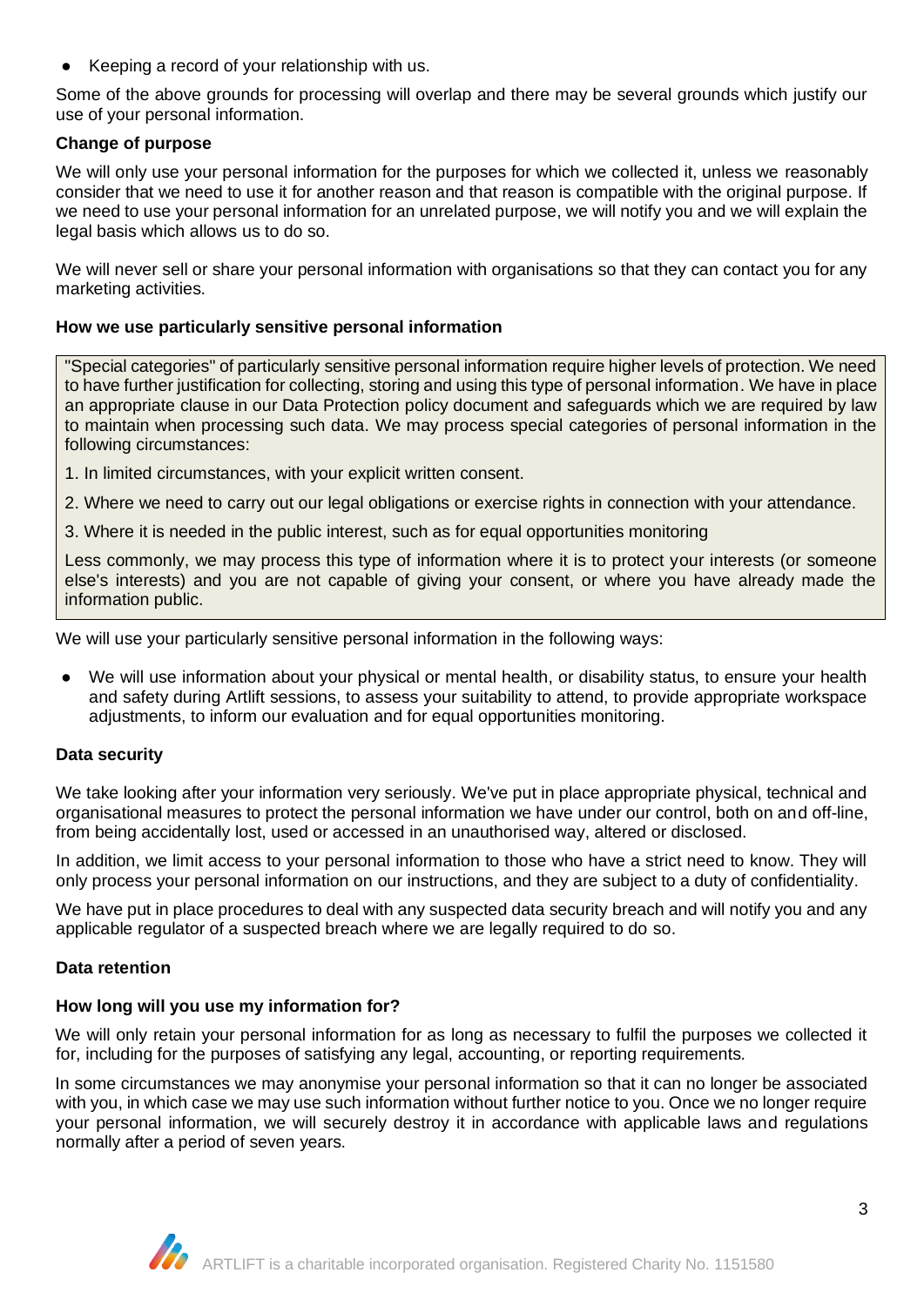- Keeping a record of your relationship with us.

Some of the above grounds for processing will overlap and there may be several grounds which justify our use of your personal information.

**Change of purpose**

We will only use your personal information for the purposes for which we collected it, unless we reasonably consider that we need to use it for another reason and that reason is compatible with the original purpose. If we need to use your personal information for an unrelated purpose, we will notify you and we will explain the legal basis which allows us to do so.

We will never sell or share your personal information with organisations so that they can contact you for any marketing activities.

**How we use particularly sensitive personal information**

"Special categories" of particularly sensitive personal information require higher levels of protection. We need to have further justification for collecting, storing and using this type of personal information. We have in place an appropriate clause in our Data Protection policy document and safeguards which we are required by law to maintain when processing such data. We may process special categories of personal information in the following circumstances:

1. In limited circumstances, with your explicit written consent.
2. Where we need to carry out our legal obligations or exercise rights in connection with your attendance.
3. Where it is needed in the public interest, such as for equal opportunities monitoring

Less commonly, we may process this type of information where it is to protect your interests (or someone else's interests) and you are not capable of giving your consent, or where you have already made the information public.

We will use your particularly sensitive personal information in the following ways:

- We will use information about your physical or mental health, or disability status, to ensure your health and safety during Artlift sessions, to assess your suitability to attend, to provide appropriate workspace adjustments, to inform our evaluation and for equal opportunities monitoring.

**Data security**

We take looking after your information very seriously. We've put in place appropriate physical, technical and organisational measures to protect the personal information we have under our control, both on and off-line, from being accidentally lost, used or accessed in an unauthorised way, altered or disclosed.

In addition, we limit access to your personal information to those who have a strict need to know. They will only process your personal information on our instructions, and they are subject to a duty of confidentiality.

We have put in place procedures to deal with any suspected data security breach and will notify you and any applicable regulator of a suspected breach where we are legally required to do so.

**Data retention**

**How long will you use my information for?**

We will only retain your personal information for as long as necessary to fulfil the purposes we collected it for, including for the purposes of satisfying any legal, accounting, or reporting requirements.

In some circumstances we may anonymise your personal information so that it can no longer be associated with you, in which case we may use such information without further notice to you. Once we no longer require your personal information, we will securely destroy it in accordance with applicable laws and regulations normally after a period of seven years.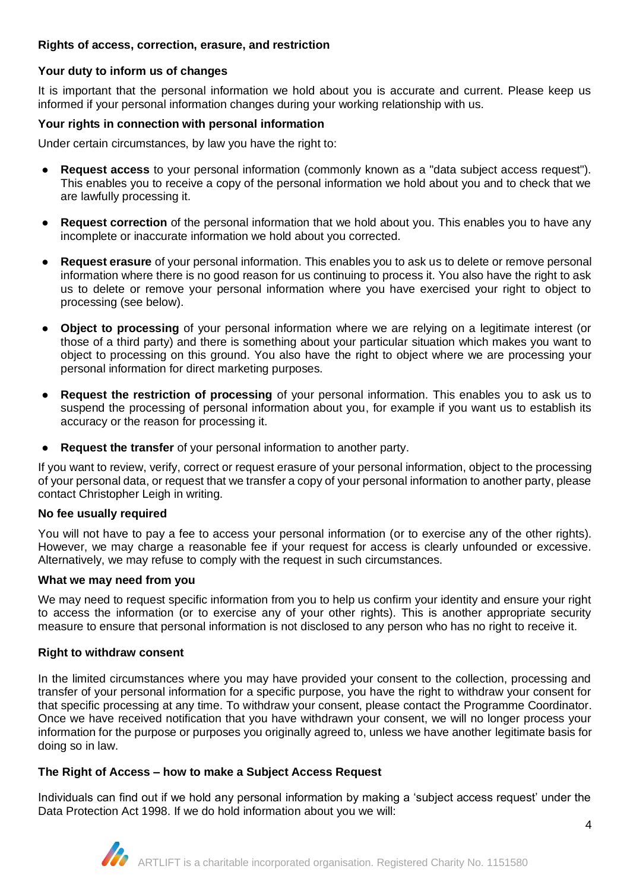### Rights of access, correction, erasure, and restriction

#### Your duty to inform us of changes

It is important that the personal information we hold about you is accurate and current. Please keep us informed if your personal information changes during your working relationship with us.

#### Your rights in connection with personal information

Under certain circumstances, by law you have the right to:

- **Request access** to your personal information (commonly known as a "data subject access request"). This enables you to receive a copy of the personal information we hold about you and to check that we are lawfully processing it.
- **Request correction** of the personal information that we hold about you. This enables you to have any incomplete or inaccurate information we hold about you corrected.
- **Request erasure** of your personal information. This enables you to ask us to delete or remove personal information where there is no good reason for us continuing to process it. You also have the right to ask us to delete or remove your personal information where you have exercised your right to object to processing (see below).
- **Object to processing** of your personal information where we are relying on a legitimate interest (or those of a third party) and there is something about your particular situation which makes you want to object to processing on this ground. You also have the right to object where we are processing your personal information for direct marketing purposes.
- **Request the restriction of processing** of your personal information. This enables you to ask us to suspend the processing of personal information about you, for example if you want us to establish its accuracy or the reason for processing it.
- **Request the transfer** of your personal information to another party.

If you want to review, verify, correct or request erasure of your personal information, object to the processing of your personal data, or request that we transfer a copy of your personal information to another party, please contact Christopher Leigh in writing.

#### No fee usually required

You will not have to pay a fee to access your personal information (or to exercise any of the other rights). However, we may charge a reasonable fee if your request for access is clearly unfounded or excessive. Alternatively, we may refuse to comply with the request in such circumstances.

#### What we may need from you

We may need to request specific information from you to help us confirm your identity and ensure your right to access the information (or to exercise any of your other rights). This is another appropriate security measure to ensure that personal information is not disclosed to any person who has no right to receive it.

#### Right to withdraw consent

In the limited circumstances where you may have provided your consent to the collection, processing and transfer of your personal information for a specific purpose, you have the right to withdraw your consent for that specific processing at any time. To withdraw your consent, please contact the Programme Coordinator. Once we have received notification that you have withdrawn your consent, we will no longer process your information for the purpose or purposes you originally agreed to, unless we have another legitimate basis for doing so in law.

#### The Right of Access – how to make a Subject Access Request

Individuals can find out if we hold any personal information by making a 'subject access request' under the Data Protection Act 1998. If we do hold information about you we will: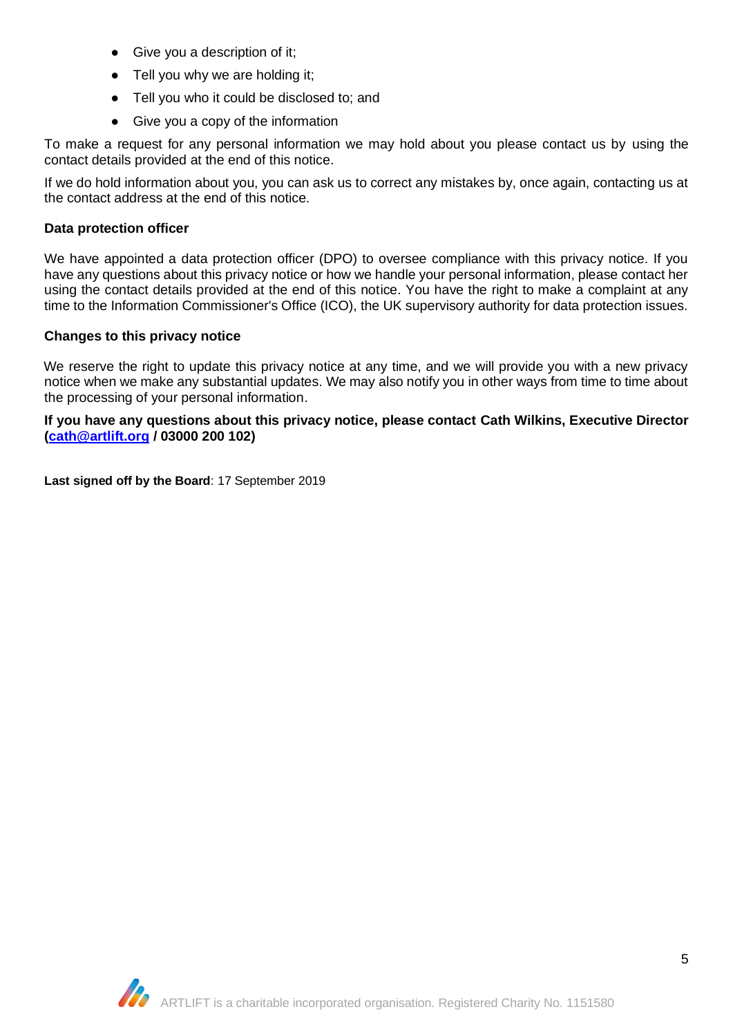- Give you a description of it;
- Tell you why we are holding it;
- Tell you who it could be disclosed to; and
- Give you a copy of the information

To make a request for any personal information we may hold about you please contact us by using the contact details provided at the end of this notice.

If we do hold information about you, you can ask us to correct any mistakes by, once again, contacting us at the contact address at the end of this notice.

### Data protection officer

We have appointed a data protection officer (DPO) to oversee compliance with this privacy notice. If you have any questions about this privacy notice or how we handle your personal information, please contact her using the contact details provided at the end of this notice. You have the right to make a complaint at any time to the Information Commissioner's Office (ICO), the UK supervisory authority for data protection issues.

### Changes to this privacy notice

We reserve the right to update this privacy notice at any time, and we will provide you with a new privacy notice when we make any substantial updates. We may also notify you in other ways from time to time about the processing of your personal information.

**If you have any questions about this privacy notice, please contact Cath Wilkins, Executive Director (cath@artlift.org / 03000 200 102)**

**Last signed off by the Board**: 17 September 2019

ARTLIFT is a charitable incorporated organisation. Registered Charity No. 1151580